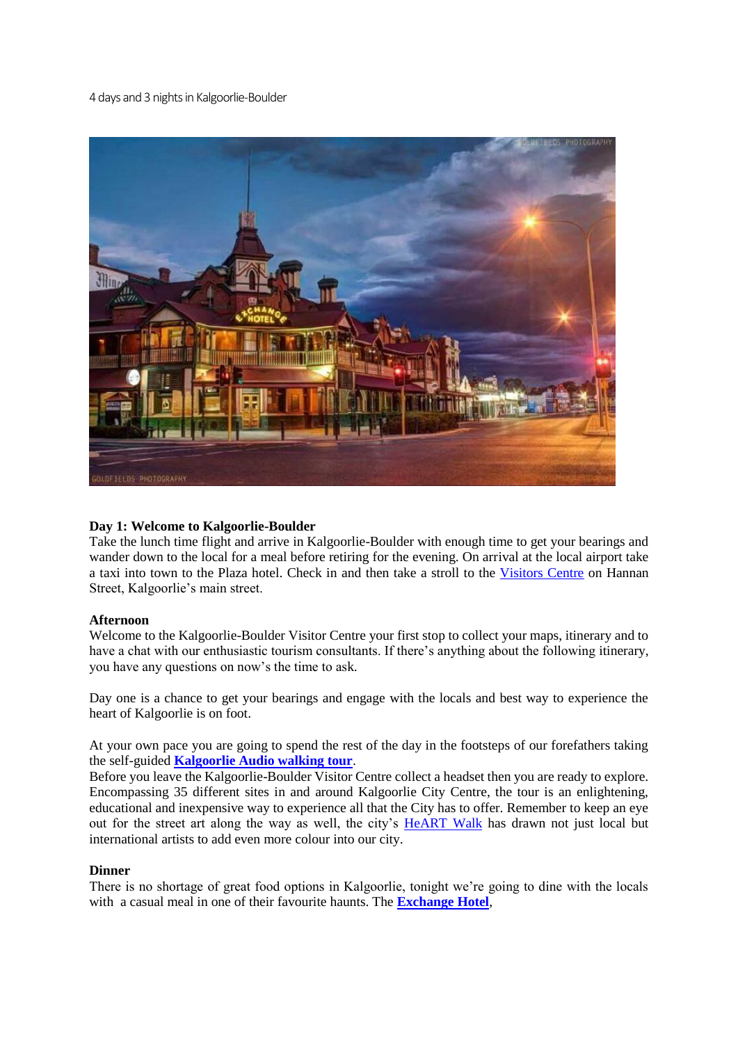4 days and 3 nights in Kalgoorlie-Boulder

**Day 1: Welcome to Kalgoorlie-Boulder**

Take the lunch time flight and arrive in Kalgoorlie-Boulder with enough time to get your bearings and wander down to the local for a meal before retiring for the evening. On arrival at the local airport take a taxi into town to the Plaza hotel. Check in and then take a stroll to the Visitors Centre on Hannan Street, Kalgoorlie's main street.

**Afternoon**

Welcome to the Kalgoorlie-Boulder Visitor Centre your first stop to collect your maps, itinerary and to have a chat with our enthusiastic tourism consultants. If there's anything about the following itinerary, you have any questions on now's the time to ask.

Day one is a chance to get your bearings and engage with the locals and best way to experience the heart of Kalgoorlie is on foot.

At your own pace you are going to spend the rest of the day in the footsteps of our forefathers taking the self-guided **Kalgoorlie Audio walking tour**.
Before you leave the Kalgoorlie-Boulder Visitor Centre collect a headset then you are ready to explore. Encompassing 35 different sites in and around Kalgoorlie City Centre, the tour is an enlightening, educational and inexpensive way to experience all that the City has to offer. Remember to keep an eye out for the street art along the way as well, the city's HeART Walk has drawn not just local but international artists to add even more colour into our city.

**Dinner**

There is no shortage of great food options in Kalgoorlie, tonight we're going to dine with the locals with a casual meal in one of their favourite haunts. The **Exchange Hotel**,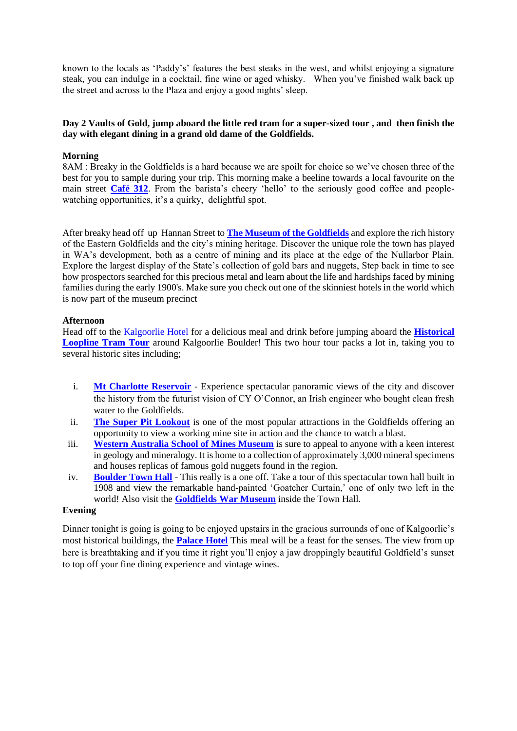known to the locals as 'Paddy's' features the best steaks in the west, and whilst enjoying a signature steak, you can indulge in a cocktail, fine wine or aged whisky. When you've finished walk back up the street and across to the Plaza and enjoy a good nights' sleep.

**Day 2 Vaults of Gold, jump aboard the little red tram for a super-sized tour , and then finish the day with elegant dining in a grand old dame of the Goldfields.**

**Morning**

8AM : Breaky in the Goldfields is a hard because we are spoilt for choice so we've chosen three of the best for you to sample during your trip. This morning make a beeline towards a local favourite on the main street **Café 312**. From the barista's cheery 'hello' to the seriously good coffee and people-watching opportunities, it's a quirky, delightful spot.

After breaky head off up Hannan Street to **The Museum of the Goldfields** and explore the rich history of the Eastern Goldfields and the city's mining heritage. Discover the unique role the town has played in WA's development, both as a centre of mining and its place at the edge of the Nullarbor Plain. Explore the largest display of the State's collection of gold bars and nuggets, Step back in time to see how prospectors searched for this precious metal and learn about the life and hardships faced by mining families during the early 1900's. Make sure you check out one of the skinniest hotels in the world which is now part of the museum precinct

**Afternoon**

Head off to the Kalgoorlie Hotel for a delicious meal and drink before jumping aboard the **Historical Loopline Tram Tour** around Kalgoorlie Boulder! This two hour tour packs a lot in, taking you to several historic sites including;

i. **Mt Charlotte Reservoir** - Experience spectacular panoramic views of the city and discover the history from the futurist vision of CY O'Connor, an Irish engineer who bought clean fresh water to the Goldfields.
ii. **The Super Pit Lookout** is one of the most popular attractions in the Goldfields offering an opportunity to view a working mine site in action and the chance to watch a blast.
iii. **Western Australia School of Mines Museum** is sure to appeal to anyone with a keen interest in geology and mineralogy. It is home to a collection of approximately 3,000 mineral specimens and houses replicas of famous gold nuggets found in the region.
iv. **Boulder Town Hall** - This really is a one off. Take a tour of this spectacular town hall built in 1908 and view the remarkable hand-painted 'Goatcher Curtain,' one of only two left in the world! Also visit the **Goldfields War Museum** inside the Town Hall.

**Evening**

Dinner tonight is going is going to be enjoyed upstairs in the gracious surrounds of one of Kalgoorlie's most historical buildings, the **Palace Hotel** This meal will be a feast for the senses. The view from up here is breathtaking and if you time it right you'll enjoy a jaw droppingly beautiful Goldfield's sunset to top off your fine dining experience and vintage wines.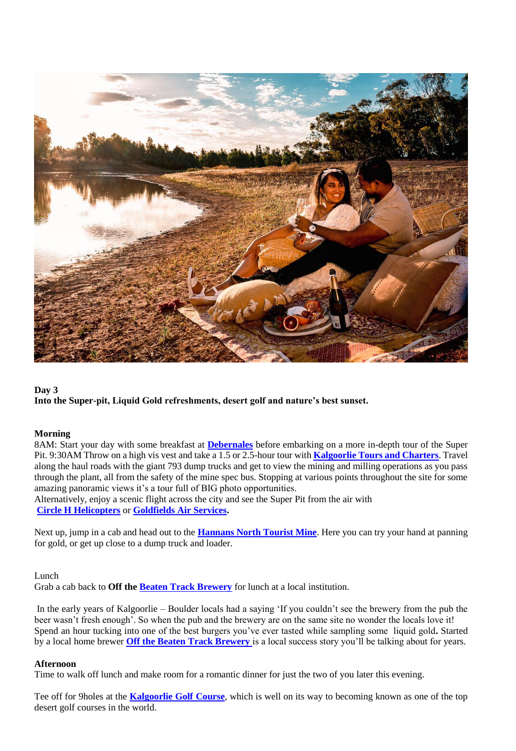**Day 3**
**Into the Super-pit, Liquid Gold refreshments, desert golf and nature's best sunset.**

**Morning**
8AM: Start your day with some breakfast at **Debernales** before embarking on a more in-depth tour of the Super Pit. 9:30AM Throw on a high vis vest and take a 1.5 or 2.5-hour tour with **Kalgoorlie Tours and Charters**. Travel along the haul roads with the giant 793 dump trucks and get to view the mining and milling operations as you pass through the plant, all from the safety of the mine spec bus. Stopping at various points throughout the site for some amazing panoramic views it's a tour full of BIG photo opportunities.
Alternatively, enjoy a scenic flight across the city and see the Super Pit from the air with **Circle H Helicopters** or **Goldfields Air Services.**

Next up, jump in a cab and head out to the **Hannans North Tourist Mine**. Here you can try your hand at panning for gold, or get up close to a dump truck and loader.

Lunch
Grab a cab back to **Off the Beaten Track Brewery** for lunch at a local institution.

In the early years of Kalgoorlie – Boulder locals had a saying 'If you couldn't see the brewery from the pub the beer wasn't fresh enough'. So when the pub and the brewery are on the same site no wonder the locals love it! Spend an hour tucking into one of the best burgers you've ever tasted while sampling some liquid gold**.** Started by a local home brewer **Off the Beaten Track Brewery** is a local success story you'll be talking about for years.

**Afternoon**
Time to walk off lunch and make room for a romantic dinner for just the two of you later this evening.

Tee off for 9holes at the **Kalgoorlie Golf Course**, which is well on its way to becoming known as one of the top desert golf courses in the world.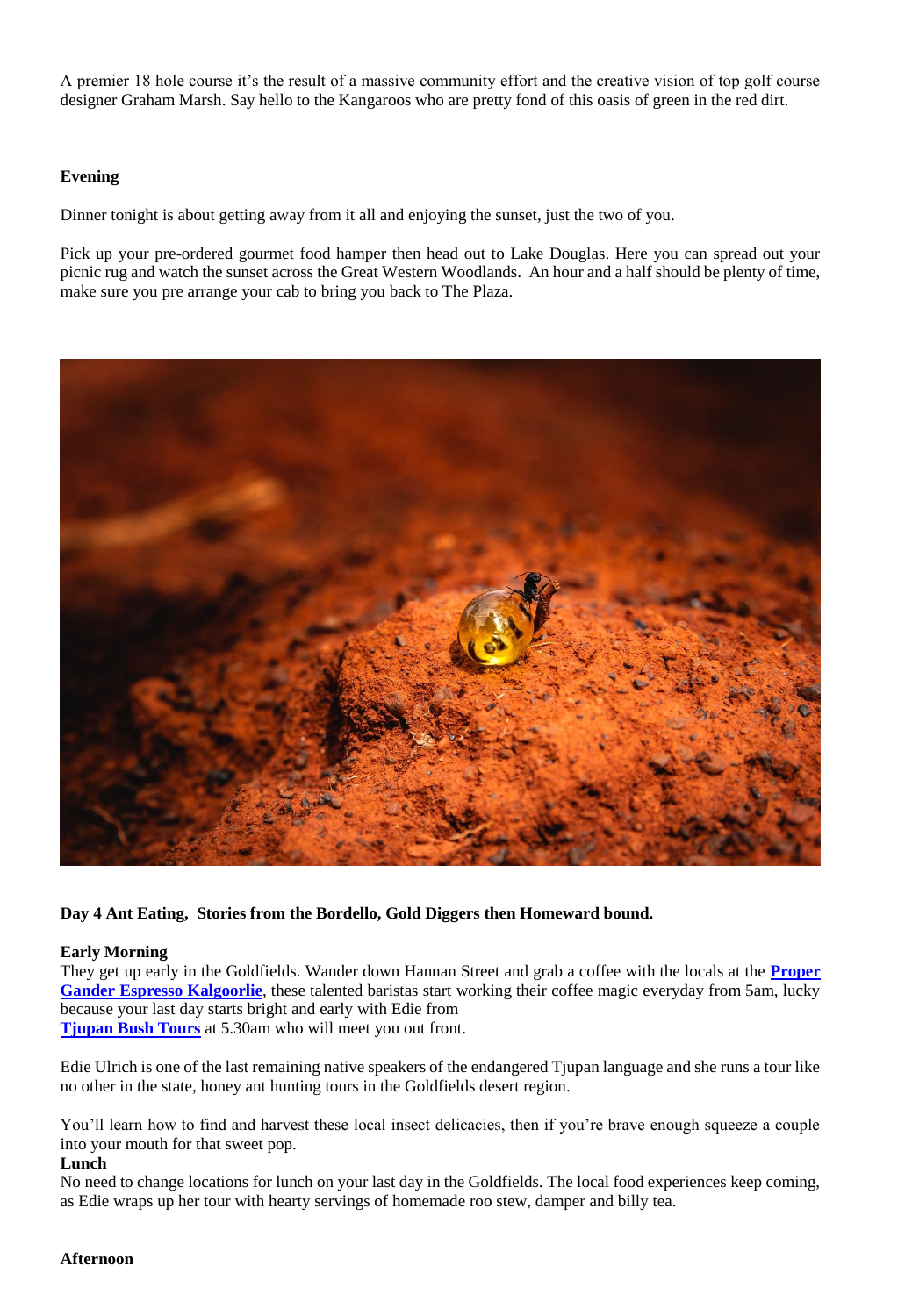A premier 18 hole course it's the result of a massive community effort and the creative vision of top golf course designer Graham Marsh. Say hello to the Kangaroos who are pretty fond of this oasis of green in the red dirt.

**Evening**

Dinner tonight is about getting away from it all and enjoying the sunset, just the two of you.

Pick up your pre-ordered gourmet food hamper then head out to Lake Douglas. Here you can spread out your picnic rug and watch the sunset across the Great Western Woodlands. An hour and a half should be plenty of time, make sure you pre arrange your cab to bring you back to The Plaza.

**Day 4 Ant Eating, Stories from the Bordello, Gold Diggers then Homeward bound.**

**Early Morning**

They get up early in the Goldfields. Wander down Hannan Street and grab a coffee with the locals at the **Proper Gander Espresso Kalgoorlie**, these talented baristas start working their coffee magic everyday from 5am, lucky because your last day starts bright and early with Edie from **Tjupan Bush Tours** at 5.30am who will meet you out front.

Edie Ulrich is one of the last remaining native speakers of the endangered Tjupan language and she runs a tour like no other in the state, honey ant hunting tours in the Goldfields desert region.

You'll learn how to find and harvest these local insect delicacies, then if you're brave enough squeeze a couple into your mouth for that sweet pop.

**Lunch**

No need to change locations for lunch on your last day in the Goldfields. The local food experiences keep coming, as Edie wraps up her tour with hearty servings of homemade roo stew, damper and billy tea.

**Afternoon**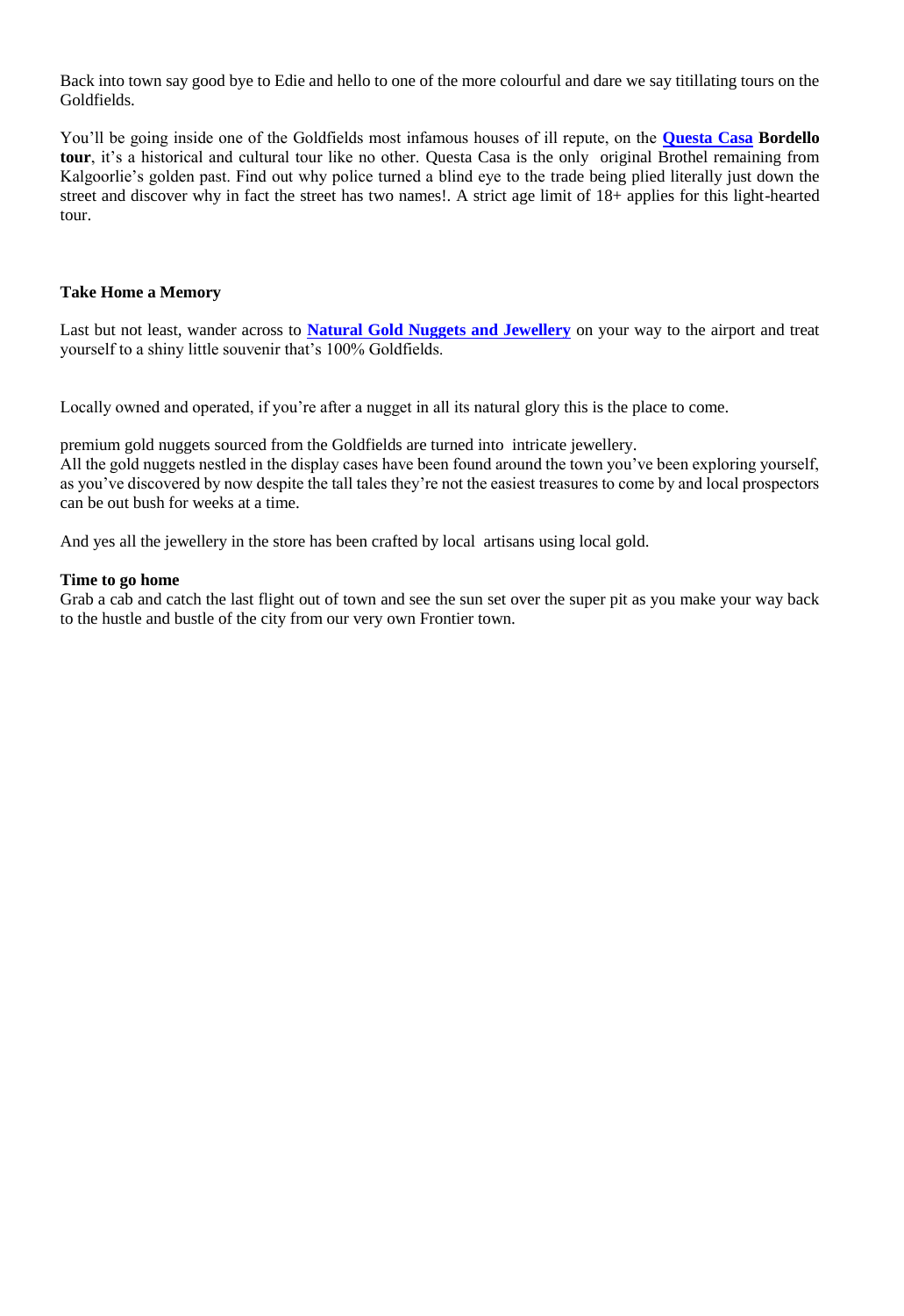Back into town say good bye to Edie and hello to one of the more colourful and dare we say titillating tours on the Goldfields.

You'll be going inside one of the Goldfields most infamous houses of ill repute, on the **Questa Casa Bordello tour**, it's a historical and cultural tour like no other. Questa Casa is the only original Brothel remaining from Kalgoorlie's golden past. Find out why police turned a blind eye to the trade being plied literally just down the street and discover why in fact the street has two names!. A strict age limit of 18+ applies for this light-hearted tour.

**Take Home a Memory**

Last but not least, wander across to **Natural Gold Nuggets and Jewellery** on your way to the airport and treat yourself to a shiny little souvenir that's 100% Goldfields.

Locally owned and operated, if you're after a nugget in all its natural glory this is the place to come.

premium gold nuggets sourced from the Goldfields are turned into intricate jewellery.
All the gold nuggets nestled in the display cases have been found around the town you've been exploring yourself, as you've discovered by now despite the tall tales they're not the easiest treasures to come by and local prospectors can be out bush for weeks at a time.

And yes all the jewellery in the store has been crafted by local artisans using local gold.

**Time to go home**
Grab a cab and catch the last flight out of town and see the sun set over the super pit as you make your way back to the hustle and bustle of the city from our very own Frontier town.